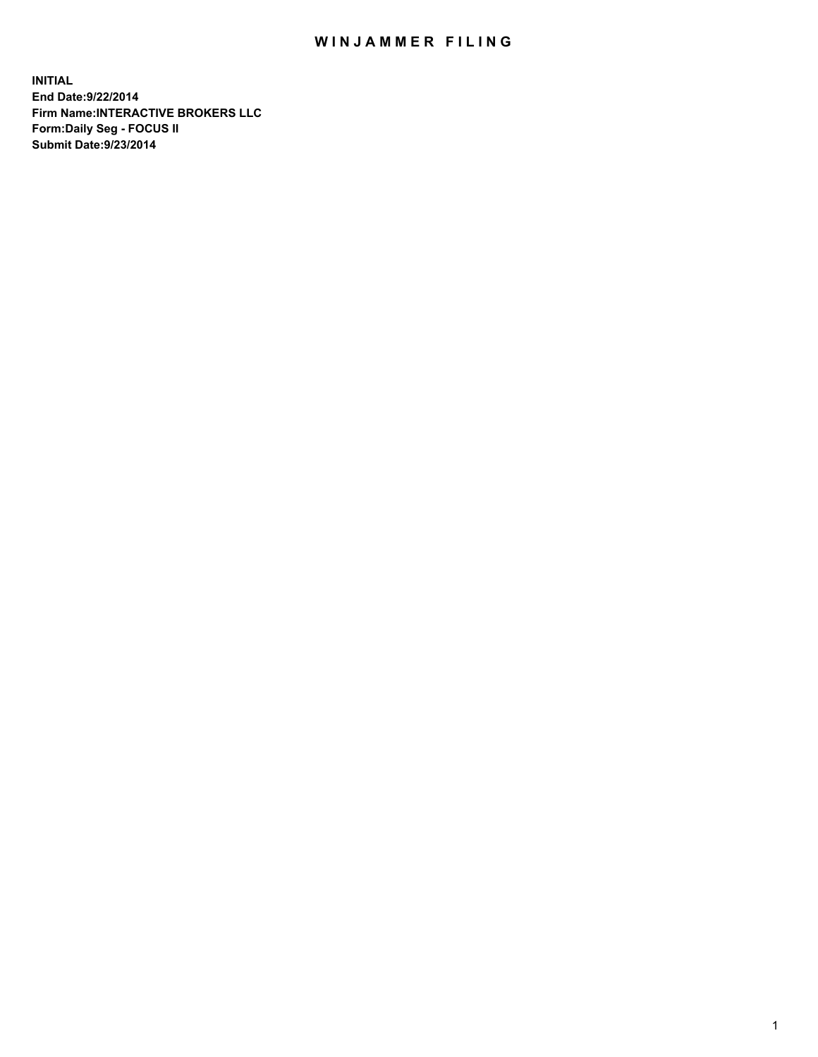# WINJAMMER FILING

**INITIAL**
**End Date:9/22/2014**
**Firm Name:INTERACTIVE BROKERS LLC**
**Form:Daily Seg - FOCUS II**
**Submit Date:9/23/2014**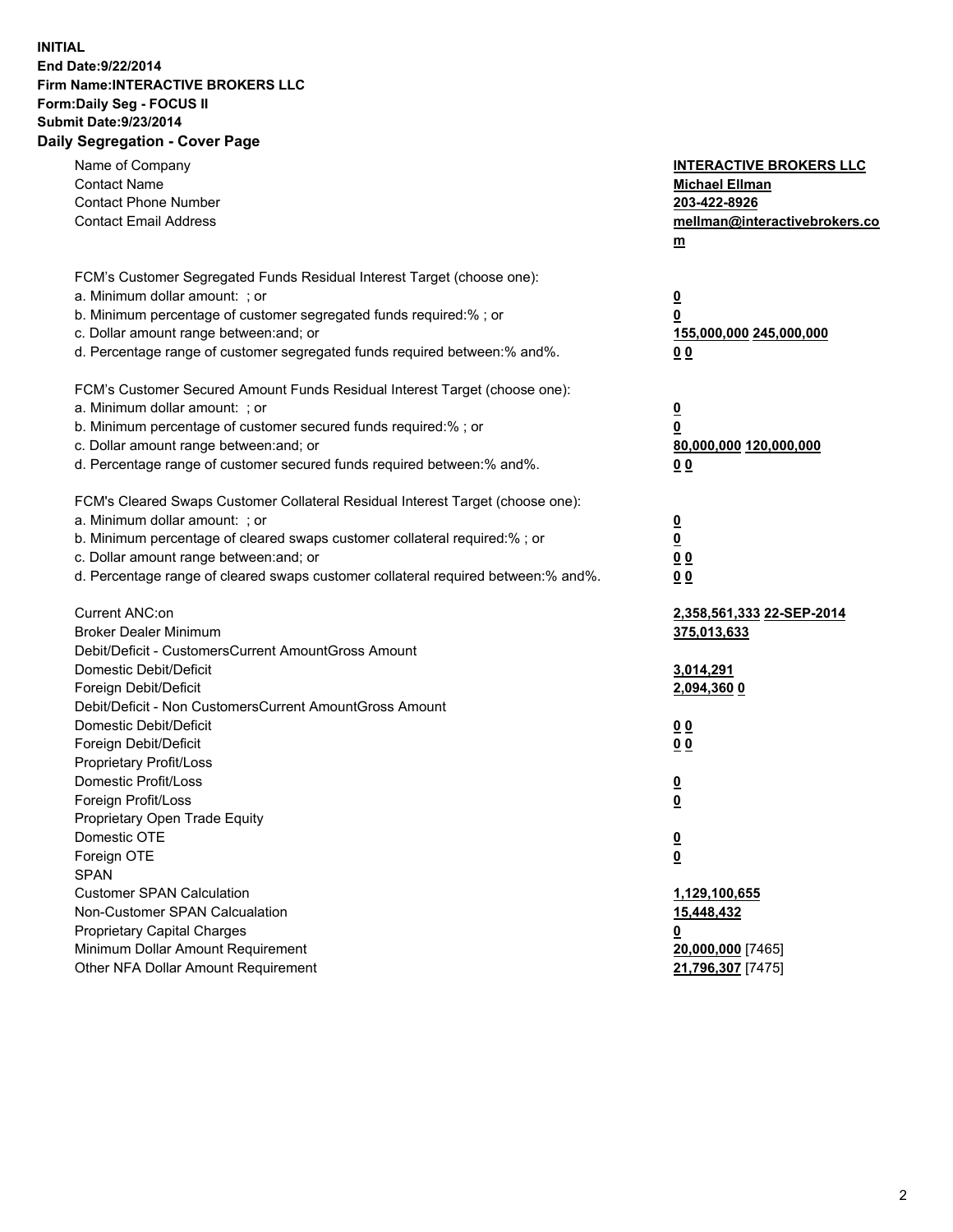**INITIAL**
**End Date:9/22/2014**
**Firm Name:INTERACTIVE BROKERS LLC**
**Form:Daily Seg - FOCUS II**
**Submit Date:9/23/2014**
**Daily Segregation - Cover Page**

| | |
|---|---|
| Name of Company | **INTERACTIVE BROKERS LLC** |
| Contact Name | **Michael Ellman** |
| Contact Phone Number | **203-422-8926** |
| Contact Email Address | **mellman@interactivebrokers.com** |
| FCM's Customer Segregated Funds Residual Interest Target (choose one): | |
| a. Minimum dollar amount: ; or | **0** |
| b. Minimum percentage of customer segregated funds required:% ; or | **0** |
| c. Dollar amount range between:and; or | **155,000,000 245,000,000** |
| d. Percentage range of customer segregated funds required between:% and%. | **0 0** |
| FCM's Customer Secured Amount Funds Residual Interest Target (choose one): | |
| a. Minimum dollar amount: ; or | **0** |
| b. Minimum percentage of customer secured funds required:% ; or | **0** |
| c. Dollar amount range between:and; or | **80,000,000 120,000,000** |
| d. Percentage range of customer secured funds required between:% and%. | **0 0** |
| FCM's Cleared Swaps Customer Collateral Residual Interest Target (choose one): | |
| a. Minimum dollar amount: ; or | **0** |
| b. Minimum percentage of cleared swaps customer collateral required:% ; or | **0** |
| c. Dollar amount range between:and; or | **0 0** |
| d. Percentage range of cleared swaps customer collateral required between:% and%. | **0 0** |
| Current ANC:on | **2,358,561,333 22-SEP-2014** |
| Broker Dealer Minimum | **375,013,633** |
| Debit/Deficit - CustomersCurrent AmountGross Amount | |
| Domestic Debit/Deficit | **3,014,291** |
| Foreign Debit/Deficit | **2,094,360 0** |
| Debit/Deficit - Non CustomersCurrent AmountGross Amount | |
| Domestic Debit/Deficit | **0 0** |
| Foreign Debit/Deficit | **0 0** |
| Proprietary Profit/Loss | |
| Domestic Profit/Loss | **0** |
| Foreign Profit/Loss | **0** |
| Proprietary Open Trade Equity | |
| Domestic OTE | **0** |
| Foreign OTE | **0** |
| SPAN | |
| Customer SPAN Calculation | **1,129,100,655** |
| Non-Customer SPAN Calcualation | **15,448,432** |
| Proprietary Capital Charges | **0** |
| Minimum Dollar Amount Requirement | **20,000,000** [7465] |
| Other NFA Dollar Amount Requirement | **21,796,307** [7475] |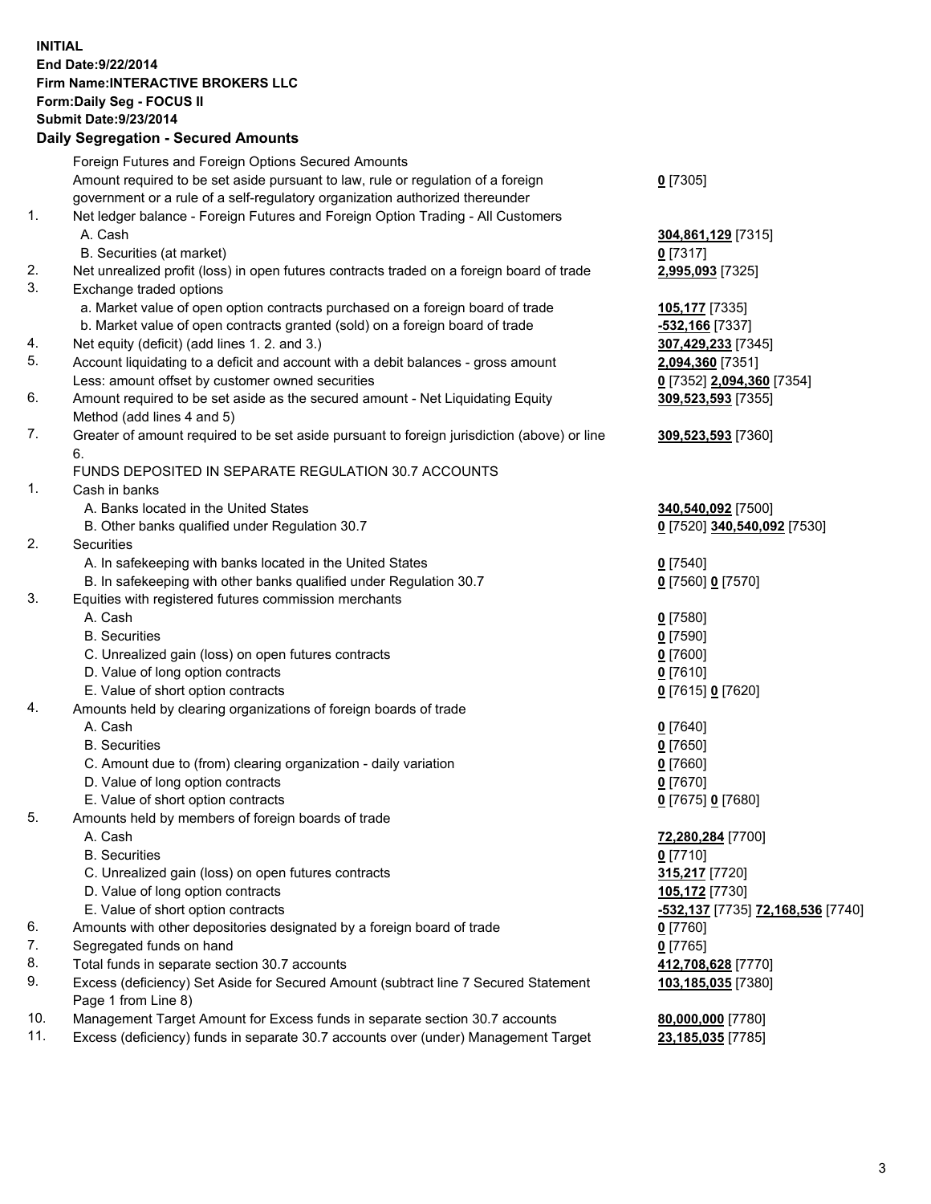**INITIAL**
**End Date:9/22/2014**
**Firm Name:INTERACTIVE BROKERS LLC**
**Form:Daily Seg - FOCUS II**
**Submit Date:9/23/2014**

## Daily Segregation - Secured Amounts

| | | |
|---|---|---|
| | Foreign Futures and Foreign Options Secured Amounts | |
| | Amount required to be set aside pursuant to law, rule or regulation of a foreign government or a rule of a self-regulatory organization authorized thereunder | **0** [7305] |
| 1. | Net ledger balance - Foreign Futures and Foreign Option Trading - All Customers | |
| | A. Cash | **304,861,129** [7315] |
| | B. Securities (at market) | **0** [7317] |
| 2. | Net unrealized profit (loss) in open futures contracts traded on a foreign board of trade | **2,995,093** [7325] |
| 3. | Exchange traded options | |
| | a. Market value of open option contracts purchased on a foreign board of trade | **105,177** [7335] |
| | b. Market value of open contracts granted (sold) on a foreign board of trade | **-532,166** [7337] |
| 4. | Net equity (deficit) (add lines 1. 2. and 3.) | **307,429,233** [7345] |
| 5. | Account liquidating to a deficit and account with a debit balances - gross amount | **2,094,360** [7351] |
| | Less: amount offset by customer owned securities | **0** [7352] **2,094,360** [7354] |
| 6. | Amount required to be set aside as the secured amount - Net Liquidating Equity Method (add lines 4 and 5) | **309,523,593** [7355] |
| 7. | Greater of amount required to be set aside pursuant to foreign jurisdiction (above) or line 6. | **309,523,593** [7360] |
| | FUNDS DEPOSITED IN SEPARATE REGULATION 30.7 ACCOUNTS | |
| 1. | Cash in banks | |
| | A. Banks located in the United States | **340,540,092** [7500] |
| | B. Other banks qualified under Regulation 30.7 | **0** [7520] **340,540,092** [7530] |
| 2. | Securities | |
| | A. In safekeeping with banks located in the United States | **0** [7540] |
| | B. In safekeeping with other banks qualified under Regulation 30.7 | **0** [7560] **0** [7570] |
| 3. | Equities with registered futures commission merchants | |
| | A. Cash | **0** [7580] |
| | B. Securities | **0** [7590] |
| | C. Unrealized gain (loss) on open futures contracts | **0** [7600] |
| | D. Value of long option contracts | **0** [7610] |
| | E. Value of short option contracts | **0** [7615] **0** [7620] |
| 4. | Amounts held by clearing organizations of foreign boards of trade | |
| | A. Cash | **0** [7640] |
| | B. Securities | **0** [7650] |
| | C. Amount due to (from) clearing organization - daily variation | **0** [7660] |
| | D. Value of long option contracts | **0** [7670] |
| | E. Value of short option contracts | **0** [7675] **0** [7680] |
| 5. | Amounts held by members of foreign boards of trade | |
| | A. Cash | **72,280,284** [7700] |
| | B. Securities | **0** [7710] |
| | C. Unrealized gain (loss) on open futures contracts | **315,217** [7720] |
| | D. Value of long option contracts | **105,172** [7730] |
| | E. Value of short option contracts | **-532,137** [7735] **72,168,536** [7740] |
| 6. | Amounts with other depositories designated by a foreign board of trade | **0** [7760] |
| 7. | Segregated funds on hand | **0** [7765] |
| 8. | Total funds in separate section 30.7 accounts | **412,708,628** [7770] |
| 9. | Excess (deficiency) Set Aside for Secured Amount (subtract line 7 Secured Statement Page 1 from Line 8) | **103,185,035** [7380] |
| 10. | Management Target Amount for Excess funds in separate section 30.7 accounts | **80,000,000** [7780] |
| 11. | Excess (deficiency) funds in separate 30.7 accounts over (under) Management Target | **23,185,035** [7785] |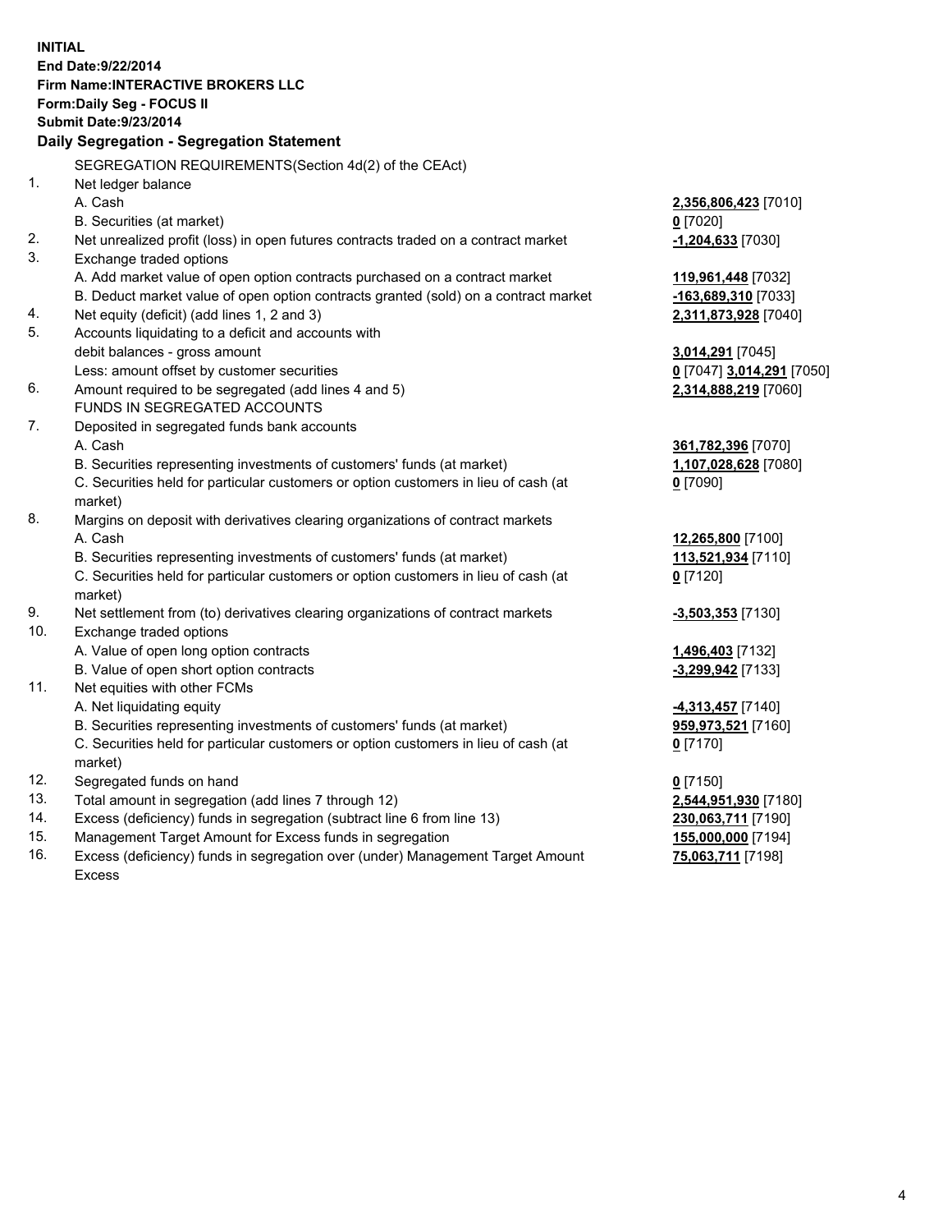**INITIAL**
**End Date:9/22/2014**
**Firm Name:INTERACTIVE BROKERS LLC**
**Form:Daily Seg - FOCUS II**
**Submit Date:9/23/2014**

## Daily Segregation - Segregation Statement

| | | |
|---|---|---|
| | SEGREGATION REQUIREMENTS(Section 4d(2) of the CEAct) | |
| 1. | Net ledger balance | |
| | A. Cash | **2,356,806,423** [7010] |
| | B. Securities (at market) | **0** [7020] |
| 2. | Net unrealized profit (loss) in open futures contracts traded on a contract market | **-1,204,633** [7030] |
| 3. | Exchange traded options | |
| | A. Add market value of open option contracts purchased on a contract market | **119,961,448** [7032] |
| | B. Deduct market value of open option contracts granted (sold) on a contract market | **-163,689,310** [7033] |
| 4. | Net equity (deficit) (add lines 1, 2 and 3) | **2,311,873,928** [7040] |
| 5. | Accounts liquidating to a deficit and accounts with | |
| | debit balances - gross amount | **3,014,291** [7045] |
| | Less: amount offset by customer securities | **0** [7047] **3,014,291** [7050] |
| 6. | Amount required to be segregated (add lines 4 and 5) | **2,314,888,219** [7060] |
| | FUNDS IN SEGREGATED ACCOUNTS | |
| 7. | Deposited in segregated funds bank accounts | |
| | A. Cash | **361,782,396** [7070] |
| | B. Securities representing investments of customers' funds (at market) | **1,107,028,628** [7080] |
| | C. Securities held for particular customers or option customers in lieu of cash (at market) | **0** [7090] |
| 8. | Margins on deposit with derivatives clearing organizations of contract markets | |
| | A. Cash | **12,265,800** [7100] |
| | B. Securities representing investments of customers' funds (at market) | **113,521,934** [7110] |
| | C. Securities held for particular customers or option customers in lieu of cash (at market) | **0** [7120] |
| 9. | Net settlement from (to) derivatives clearing organizations of contract markets | **-3,503,353** [7130] |
| 10. | Exchange traded options | |
| | A. Value of open long option contracts | **1,496,403** [7132] |
| | B. Value of open short option contracts | **-3,299,942** [7133] |
| 11. | Net equities with other FCMs | |
| | A. Net liquidating equity | **-4,313,457** [7140] |
| | B. Securities representing investments of customers' funds (at market) | **959,973,521** [7160] |
| | C. Securities held for particular customers or option customers in lieu of cash (at market) | **0** [7170] |
| 12. | Segregated funds on hand | **0** [7150] |
| 13. | Total amount in segregation (add lines 7 through 12) | **2,544,951,930** [7180] |
| 14. | Excess (deficiency) funds in segregation (subtract line 6 from line 13) | **230,063,711** [7190] |
| 15. | Management Target Amount for Excess funds in segregation | **155,000,000** [7194] |
| 16. | Excess (deficiency) funds in segregation over (under) Management Target Amount Excess | **75,063,711** [7198] |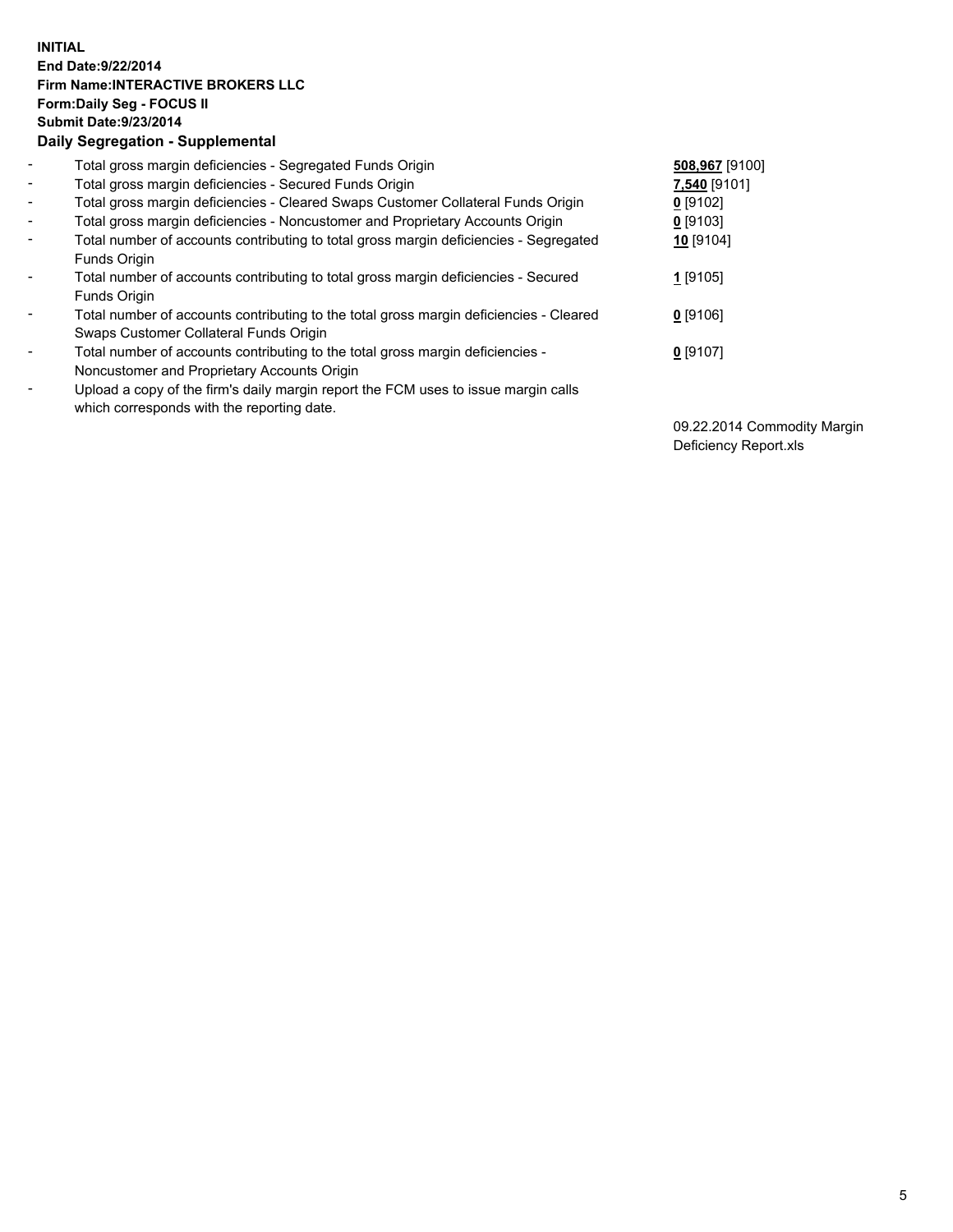**INITIAL**
**End Date:9/22/2014**
**Firm Name:INTERACTIVE BROKERS LLC**
**Form:Daily Seg - FOCUS II**
**Submit Date:9/23/2014**

**Daily Segregation - Supplemental**

| | | |
|---|---|---|
| - | Total gross margin deficiencies - Segregated Funds Origin | **508,967** [9100] |
| - | Total gross margin deficiencies - Secured Funds Origin | **7,540** [9101] |
| - | Total gross margin deficiencies - Cleared Swaps Customer Collateral Funds Origin | **0** [9102] |
| - | Total gross margin deficiencies - Noncustomer and Proprietary Accounts Origin | **0** [9103] |
| - | Total number of accounts contributing to total gross margin deficiencies - Segregated Funds Origin | **10** [9104] |
| - | Total number of accounts contributing to total gross margin deficiencies - Secured Funds Origin | **1** [9105] |
| - | Total number of accounts contributing to the total gross margin deficiencies - Cleared Swaps Customer Collateral Funds Origin | **0** [9106] |
| - | Total number of accounts contributing to the total gross margin deficiencies - Noncustomer and Proprietary Accounts Origin | **0** [9107] |
| - | Upload a copy of the firm's daily margin report the FCM uses to issue margin calls which corresponds with the reporting date. | 09.22.2014 Commodity Margin Deficiency Report.xls |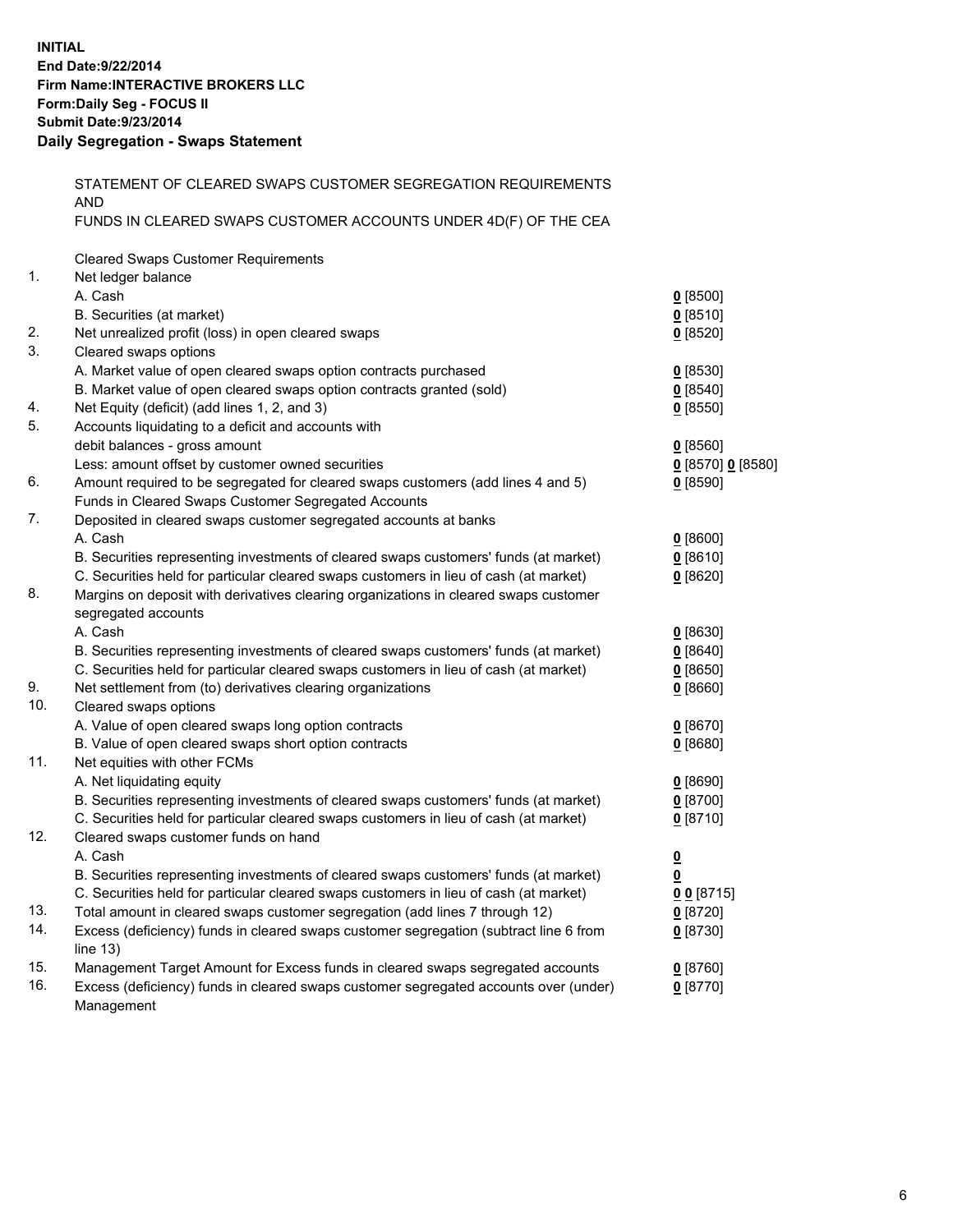**INITIAL**
**End Date:9/22/2014**
**Firm Name:INTERACTIVE BROKERS LLC**
**Form:Daily Seg - FOCUS II**
**Submit Date:9/23/2014**
**Daily Segregation - Swaps Statement**

STATEMENT OF CLEARED SWAPS CUSTOMER SEGREGATION REQUIREMENTS AND FUNDS IN CLEARED SWAPS CUSTOMER ACCOUNTS UNDER 4D(F) OF THE CEA

| | | |
|---|---|---|
| | Cleared Swaps Customer Requirements | |
| 1. | Net ledger balance | |
| | A. Cash | 0 [8500] |
| | B. Securities (at market) | 0 [8510] |
| 2. | Net unrealized profit (loss) in open cleared swaps | 0 [8520] |
| 3. | Cleared swaps options | |
| | A. Market value of open cleared swaps option contracts purchased | 0 [8530] |
| | B. Market value of open cleared swaps option contracts granted (sold) | 0 [8540] |
| 4. | Net Equity (deficit) (add lines 1, 2, and 3) | 0 [8550] |
| 5. | Accounts liquidating to a deficit and accounts with debit balances - gross amount | 0 [8560] |
| | Less: amount offset by customer owned securities | 0 [8570] 0 [8580] |
| 6. | Amount required to be segregated for cleared swaps customers (add lines 4 and 5) | 0 [8590] |
| | Funds in Cleared Swaps Customer Segregated Accounts | |
| 7. | Deposited in cleared swaps customer segregated accounts at banks | |
| | A. Cash | 0 [8600] |
| | B. Securities representing investments of cleared swaps customers' funds (at market) | 0 [8610] |
| | C. Securities held for particular cleared swaps customers in lieu of cash (at market) | 0 [8620] |
| 8. | Margins on deposit with derivatives clearing organizations in cleared swaps customer segregated accounts | |
| | A. Cash | 0 [8630] |
| | B. Securities representing investments of cleared swaps customers' funds (at market) | 0 [8640] |
| | C. Securities held for particular cleared swaps customers in lieu of cash (at market) | 0 [8650] |
| 9. | Net settlement from (to) derivatives clearing organizations | 0 [8660] |
| 10. | Cleared swaps options | |
| | A. Value of open cleared swaps long option contracts | 0 [8670] |
| | B. Value of open cleared swaps short option contracts | 0 [8680] |
| 11. | Net equities with other FCMs | |
| | A. Net liquidating equity | 0 [8690] |
| | B. Securities representing investments of cleared swaps customers' funds (at market) | 0 [8700] |
| | C. Securities held for particular cleared swaps customers in lieu of cash (at market) | 0 [8710] |
| 12. | Cleared swaps customer funds on hand | |
| | A. Cash | 0 |
| | B. Securities representing investments of cleared swaps customers' funds (at market) | 0 |
| | C. Securities held for particular cleared swaps customers in lieu of cash (at market) | 0 0 [8715] |
| 13. | Total amount in cleared swaps customer segregation (add lines 7 through 12) | 0 [8720] |
| 14. | Excess (deficiency) funds in cleared swaps customer segregation (subtract line 6 from line 13) | 0 [8730] |
| 15. | Management Target Amount for Excess funds in cleared swaps segregated accounts | 0 [8760] |
| 16. | Excess (deficiency) funds in cleared swaps customer segregated accounts over (under) Management | 0 [8770] |